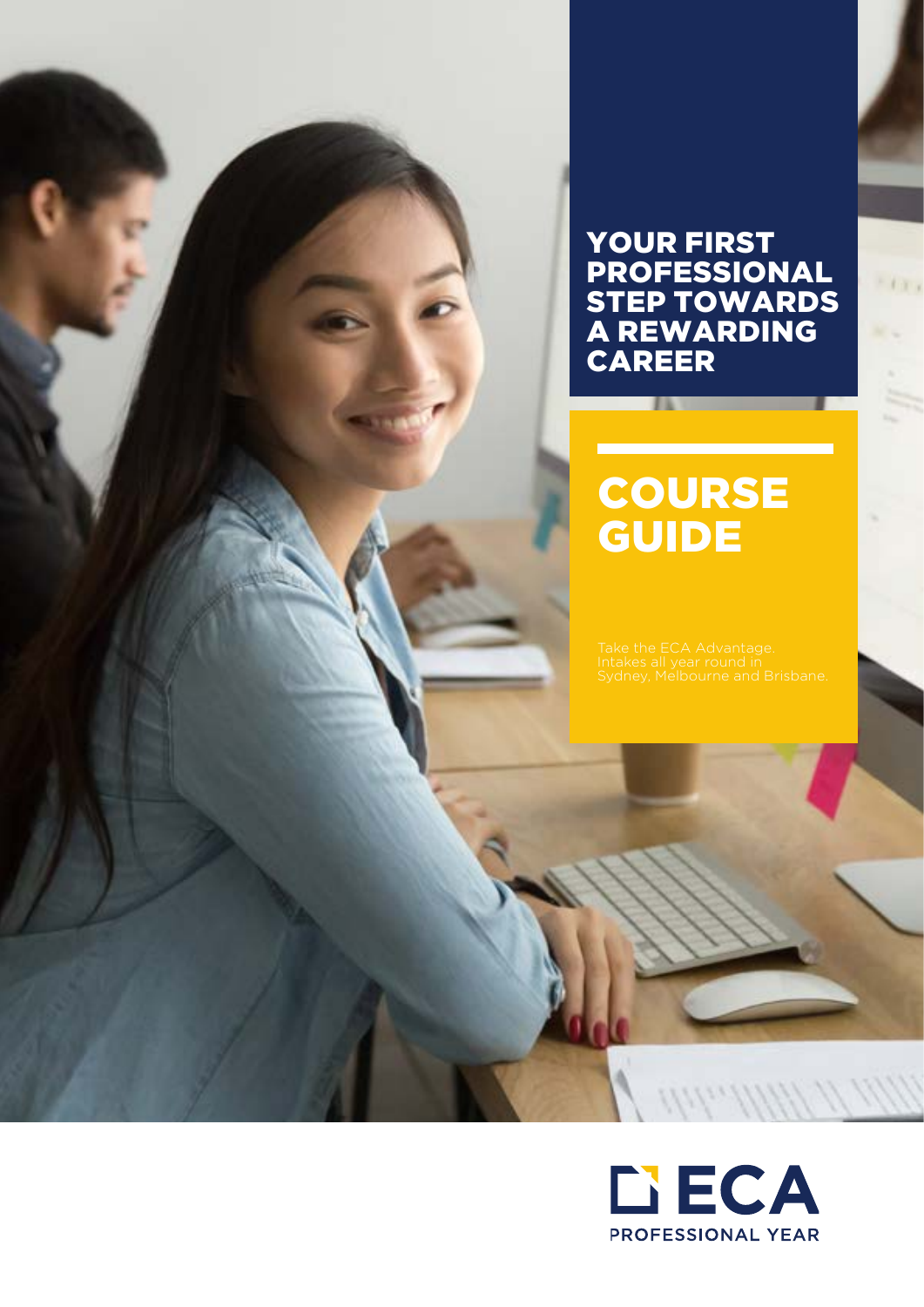# YOUR FIRST PROFESSIONAL STEP TOWARDS A REWARDING CAREER

# COURSE GUIDE

Take the ECA Advantage.
Intakes all year round in
Sydney, Melbourne and Brisbane.

ECA PROFESSIONAL YEAR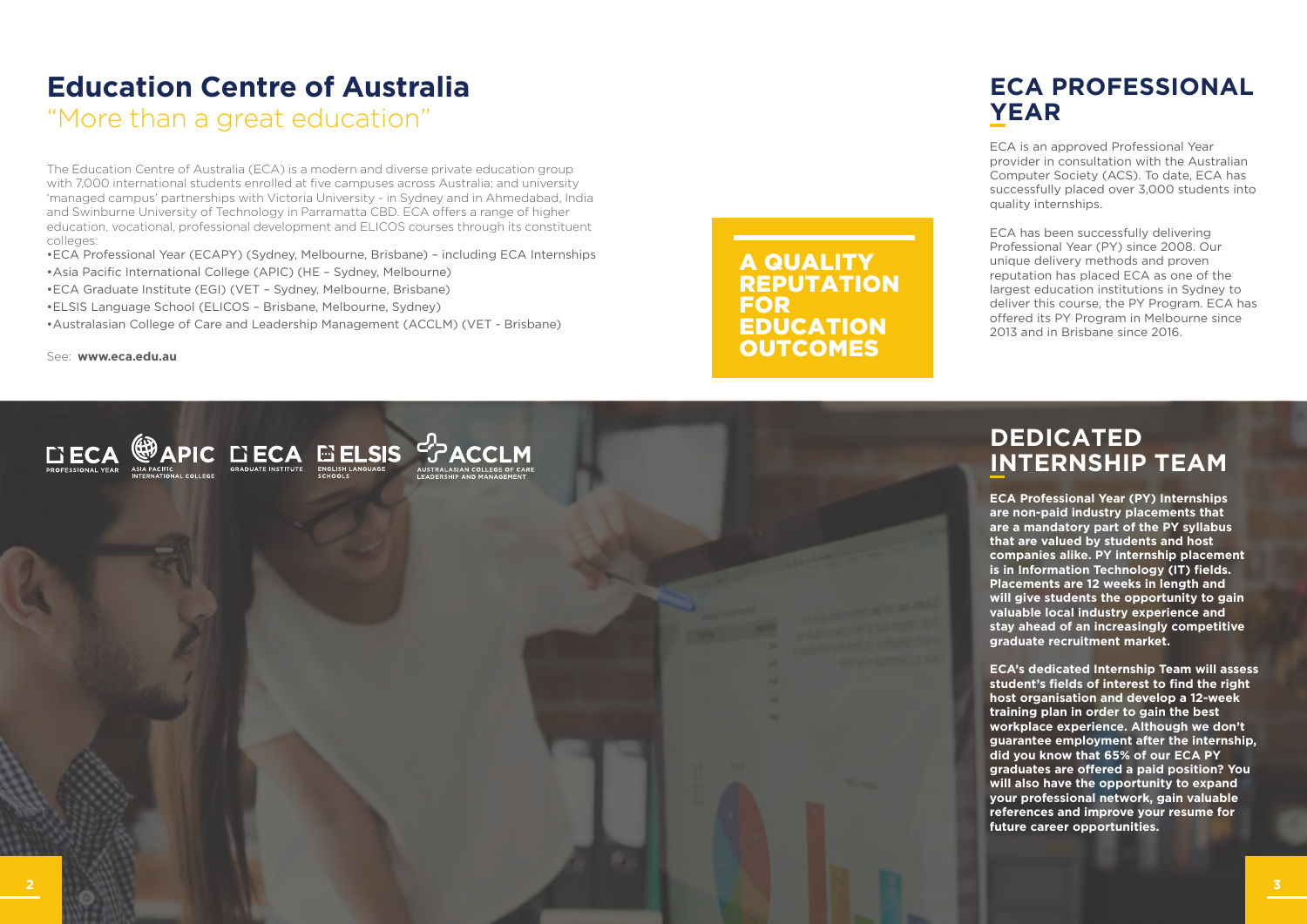# Education Centre of Australia

"More than a great education"

The Education Centre of Australia (ECA) is a modern and diverse private education group with 7,000 international students enrolled at five campuses across Australia; and university 'managed campus' partnerships with Victoria University - in Sydney and in Ahmedabad, India and Swinburne University of Technology in Parramatta CBD. ECA offers a range of higher education, vocational, professional development and ELICOS courses through its constituent colleges:

- ECA Professional Year (ECAPY) (Sydney, Melbourne, Brisbane) – including ECA Internships
- Asia Pacific International College (APIC) (HE – Sydney, Melbourne)
- ECA Graduate Institute (EGI) (VET – Sydney, Melbourne, Brisbane)
- ELSIS Language School (ELICOS – Brisbane, Melbourne, Sydney)
- Australasian College of Care and Leadership Management (ACCLM) (VET - Brisbane)

See: **www.eca.edu.au**

**A QUALITY REPUTATION FOR EDUCATION OUTCOMES**

## ECA PROFESSIONAL YEAR

ECA is an approved Professional Year provider in consultation with the Australian Computer Society (ACS). To date, ECA has successfully placed over 3,000 students into quality internships.

ECA has been successfully delivering Professional Year (PY) since 2008. Our unique delivery methods and proven reputation has placed ECA as one of the largest education institutions in Sydney to deliver this course, the PY Program. ECA has offered its PY Program in Melbourne since 2013 and in Brisbane since 2016.

## DEDICATED INTERNSHIP TEAM

**ECA Professional Year (PY) Internships are non-paid industry placements that are a mandatory part of the PY syllabus that are valued by students and host companies alike. PY internship placement is in Information Technology (IT) fields. Placements are 12 weeks in length and will give students the opportunity to gain valuable local industry experience and stay ahead of an increasingly competitive graduate recruitment market.**

**ECA's dedicated Internship Team will assess student's fields of interest to find the right host organisation and develop a 12-week training plan in order to gain the best workplace experience. Although we don't guarantee employment after the internship, did you know that 65% of our ECA PY graduates are offered a paid position? You will also have the opportunity to expand your professional network, gain valuable references and improve your resume for future career opportunities.**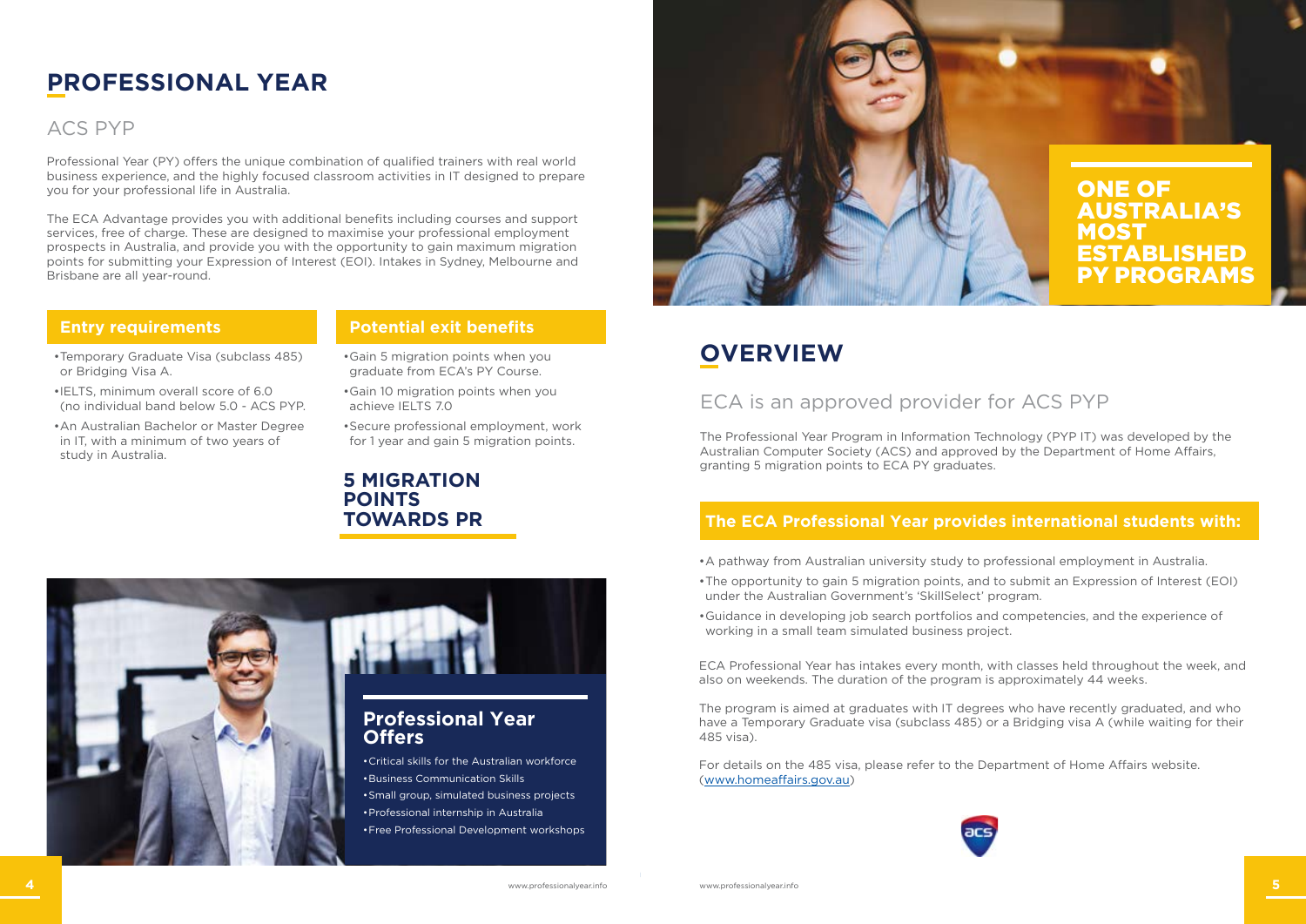# PROFESSIONAL YEAR

## ACS PYP

Professional Year (PY) offers the unique combination of qualified trainers with real world business experience, and the highly focused classroom activities in IT designed to prepare you for your professional life in Australia.

The ECA Advantage provides you with additional benefits including courses and support services, free of charge. These are designed to maximise your professional employment prospects in Australia, and provide you with the opportunity to gain maximum migration points for submitting your Expression of Interest (EOI). Intakes in Sydney, Melbourne and Brisbane are all year-round.

### Entry requirements

- Temporary Graduate Visa (subclass 485) or Bridging Visa A.
- IELTS, minimum overall score of 6.0 (no individual band below 5.0 - ACS PYP.
- An Australian Bachelor or Master Degree in IT, with a minimum of two years of study in Australia.

### Potential exit benefits

- Gain 5 migration points when you graduate from ECA's PY Course.
- Gain 10 migration points when you achieve IELTS 7.0
- Secure professional employment, work for 1 year and gain 5 migration points.

**5 MIGRATION POINTS TOWARDS PR**

### Professional Year Offers

- Critical skills for the Australian workforce
- Business Communication Skills
- Small group, simulated business projects
- Professional internship in Australia
- Free Professional Development workshops

**ONE OF AUSTRALIA'S MOST ESTABLISHED PY PROGRAMS**

# OVERVIEW

## ECA is an approved provider for ACS PYP

The Professional Year Program in Information Technology (PYP IT) was developed by the Australian Computer Society (ACS) and approved by the Department of Home Affairs, granting 5 migration points to ECA PY graduates.

### The ECA Professional Year provides international students with:

- A pathway from Australian university study to professional employment in Australia.
- The opportunity to gain 5 migration points, and to submit an Expression of Interest (EOI) under the Australian Government's 'SkillSelect' program.
- Guidance in developing job search portfolios and competencies, and the experience of working in a small team simulated business project.

ECA Professional Year has intakes every month, with classes held throughout the week, and also on weekends. The duration of the program is approximately 44 weeks.

The program is aimed at graduates with IT degrees who have recently graduated, and who have a Temporary Graduate visa (subclass 485) or a Bridging visa A (while waiting for their 485 visa).

For details on the 485 visa, please refer to the Department of Home Affairs website. (www.homeaffairs.gov.au)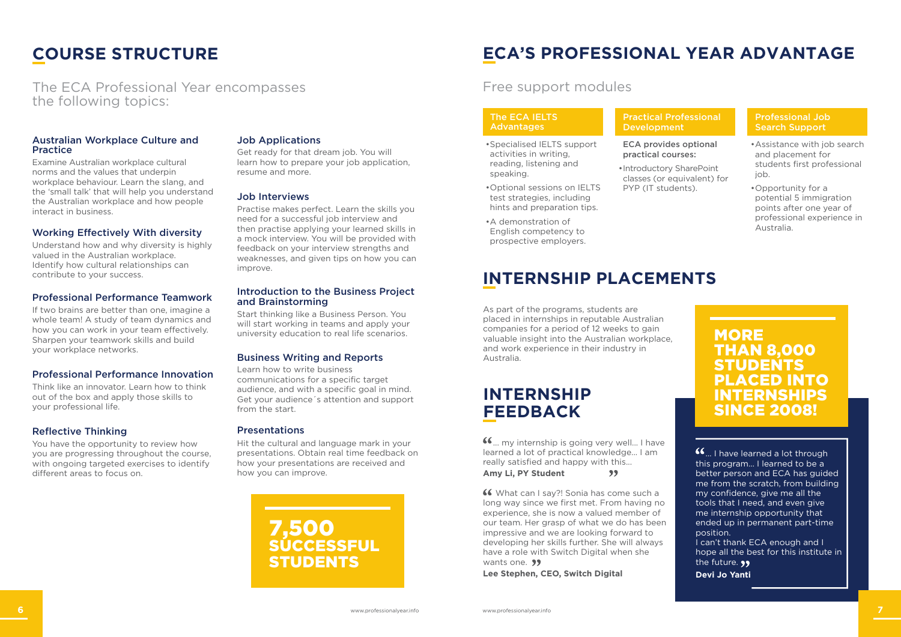# COURSE STRUCTURE

The ECA Professional Year encompasses the following topics:

### Australian Workplace Culture and Practice

Examine Australian workplace cultural norms and the values that underpin workplace behaviour. Learn the slang, and the 'small talk' that will help you understand the Australian workplace and how people interact in business.

### Working Effectively With diversity

Understand how and why diversity is highly valued in the Australian workplace. Identify how cultural relationships can contribute to your success.

### Professional Performance Teamwork

If two brains are better than one, imagine a whole team! A study of team dynamics and how you can work in your team effectively. Sharpen your teamwork skills and build your workplace networks.

### Professional Performance Innovation

Think like an innovator. Learn how to think out of the box and apply those skills to your professional life.

### Reflective Thinking

You have the opportunity to review how you are progressing throughout the course, with ongoing targeted exercises to identify different areas to focus on.

### Job Applications

Get ready for that dream job. You will learn how to prepare your job application, resume and more.

### Job Interviews

Practise makes perfect. Learn the skills you need for a successful job interview and then practise applying your learned skills in a mock interview. You will be provided with feedback on your interview strengths and weaknesses, and given tips on how you can improve.

### Introduction to the Business Project and Brainstorming

Start thinking like a Business Person. You will start working in teams and apply your university education to real life scenarios.

### Business Writing and Reports

Learn how to write business communications for a specific target audience, and with a specific goal in mind. Get your audience´s attention and support from the start.

### Presentations

Hit the cultural and language mark in your presentations. Obtain real time feedback on how your presentations are received and how you can improve.

**7,500 SUCCESSFUL STUDENTS**

# ECA'S PROFESSIONAL YEAR ADVANTAGE

## Free support modules

### The ECA IELTS Advantages

- Specialised IELTS support activities in writing, reading, listening and speaking.
- Optional sessions on IELTS test strategies, including hints and preparation tips.
- A demonstration of English competency to prospective employers.

### Practical Professional Development

ECA provides optional practical courses:

- Introductory SharePoint classes (or equivalent) for PYP (IT students).

### Professional Job Search Support

- Assistance with job search and placement for students first professional job.
- Opportunity for a potential 5 immigration points after one year of professional experience in Australia.

# INTERNSHIP PLACEMENTS

As part of the programs, students are placed in internships in reputable Australian companies for a period of 12 weeks to gain valuable insight into the Australian workplace, and work experience in their industry in Australia.

**MORE THAN 8,000 STUDENTS PLACED INTO INTERNSHIPS SINCE 2008!**

# INTERNSHIP FEEDBACK

"... my internship is going very well... I have learned a lot of practical knowledge... I am really satisfied and happy with this..."

**Amy Li, PY Student**

"What can I say?! Sonia has come such a long way since we first met. From having no experience, she is now a valued member of our team. Her grasp of what we do has been impressive and we are looking forward to developing her skills further. She will always have a role with Switch Digital when she wants one."

**Lee Stephen, CEO, Switch Digital**

"... I have learned a lot through this program... I learned to be a better person and ECA has guided me from the scratch, from building my confidence, give me all the tools that I need, and even give me internship opportunity that ended up in permanent part-time position.
I can't thank ECA enough and I hope all the best for this institute in the future."

**Devi Jo Yanti**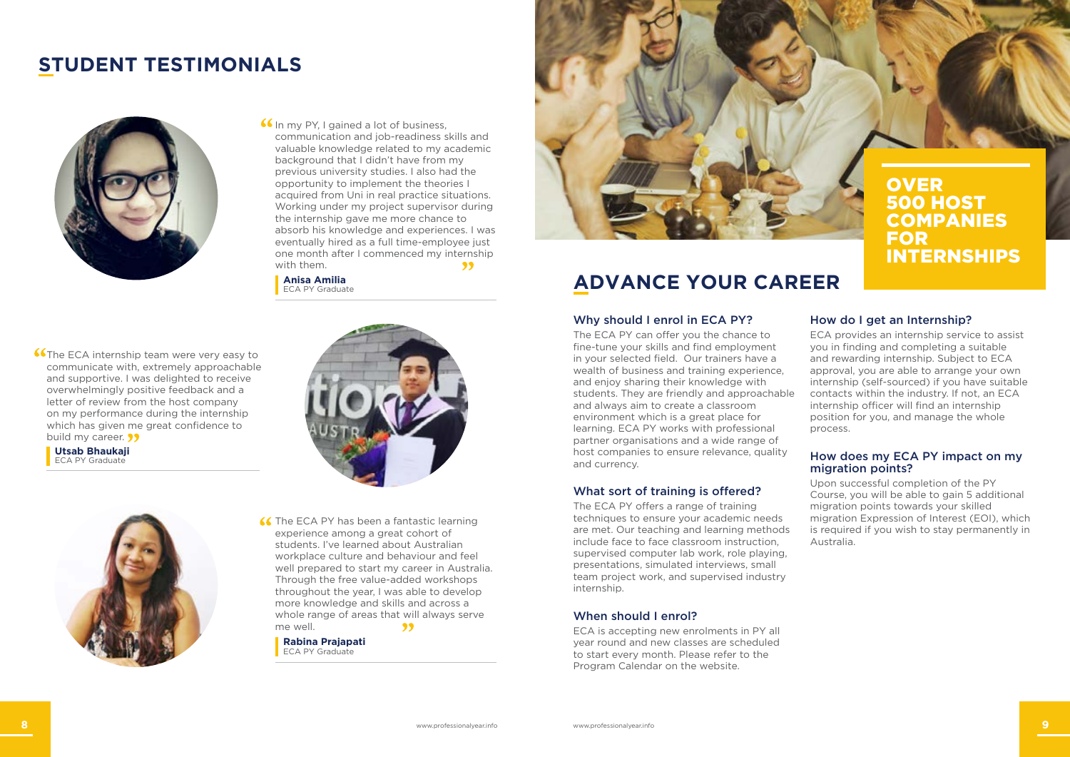## STUDENT TESTIMONIALS

"In my PY, I gained a lot of business, communication and job-readiness skills and valuable knowledge related to my academic background that I didn't have from my previous university studies. I also had the opportunity to implement the theories I acquired from Uni in real practice situations. Working under my project supervisor during the internship gave me more chance to absorb his knowledge and experiences. I was eventually hired as a full time-employee just one month after I commenced my internship with them."

**Anisa Amilia**
ECA PY Graduate

"The ECA internship team were very easy to communicate with, extremely approachable and supportive. I was delighted to receive overwhelmingly positive feedback and a letter of review from the host company on my performance during the internship which has given me great confidence to build my career."

**Utsab Bhaukaji**
ECA PY Graduate

"The ECA PY has been a fantastic learning experience among a great cohort of students. I've learned about Australian workplace culture and behaviour and feel well prepared to start my career in Australia. Through the free value-added workshops throughout the year, I was able to develop more knowledge and skills and across a whole range of areas that will always serve me well."

**Rabina Prajapati**
ECA PY Graduate

**OVER 500 HOST COMPANIES FOR INTERNSHIPS**

## ADVANCE YOUR CAREER

### Why should I enrol in ECA PY?

The ECA PY can offer you the chance to fine-tune your skills and find employment in your selected field. Our trainers have a wealth of business and training experience, and enjoy sharing their knowledge with students. They are friendly and approachable and always aim to create a classroom environment which is a great place for learning. ECA PY works with professional partner organisations and a wide range of host companies to ensure relevance, quality and currency.

### What sort of training is offered?

The ECA PY offers a range of training techniques to ensure your academic needs are met. Our teaching and learning methods include face to face classroom instruction, supervised computer lab work, role playing, presentations, simulated interviews, small team project work, and supervised industry internship.

### When should I enrol?

ECA is accepting new enrolments in PY all year round and new classes are scheduled to start every month. Please refer to the Program Calendar on the website.

### How do I get an Internship?

ECA provides an internship service to assist you in finding and completing a suitable and rewarding internship. Subject to ECA approval, you are able to arrange your own internship (self-sourced) if you have suitable contacts within the industry. If not, an ECA internship officer will find an internship position for you, and manage the whole process.

### How does my ECA PY impact on my migration points?

Upon successful completion of the PY Course, you will be able to gain 5 additional migration points towards your skilled migration Expression of Interest (EOI), which is required if you wish to stay permanently in Australia.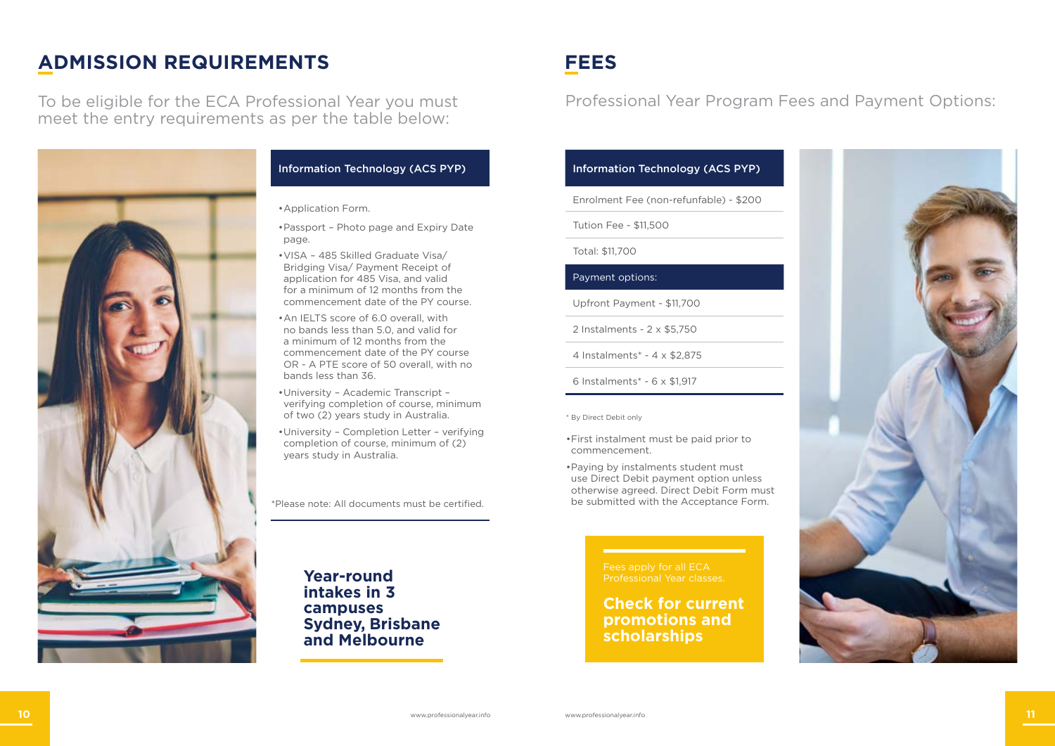# ADMISSION REQUIREMENTS

To be eligible for the ECA Professional Year you must meet the entry requirements as per the table below:

| Information Technology (ACS PYP) |
|---|
| • Application Form.<br>• Passport – Photo page and Expiry Date page.<br>• VISA – 485 Skilled Graduate Visa/ Bridging Visa/ Payment Receipt of application for 485 Visa, and valid for a minimum of 12 months from the commencement date of the PY course.<br>• An IELTS score of 6.0 overall, with no bands less than 5.0, and valid for a minimum of 12 months from the commencement date of the PY course OR - A PTE score of 50 overall, with no bands less than 36.<br>• University – Academic Transcript – verifying completion of course, minimum of two (2) years study in Australia.<br>• University – Completion Letter – verifying completion of course, minimum of (2) years study in Australia. |

*Please note: All documents must be certified.

**Year-round intakes in 3 campuses Sydney, Brisbane and Melbourne**

# FEES

Professional Year Program Fees and Payment Options:

| Information Technology (ACS PYP) |
|---|
| Enrolment Fee (non-refundable) - $200 |
| Tution Fee - $11,500 |
| Total: $11,700 |
| **Payment options:** |
| Upfront Payment - $11,700 |
| 2 Instalments - 2 x $5,750 |
| 4 Instalments* - 4 x $2,875 |
| 6 Instalments* - 6 x $1,917 |

* By Direct Debit only

- First instalment must be paid prior to commencement.
- Paying by instalments student must use Direct Debit payment option unless otherwise agreed. Direct Debit Form must be submitted with the Acceptance Form.

Fees apply for all ECA Professional Year classes.

**Check for current promotions and scholarships**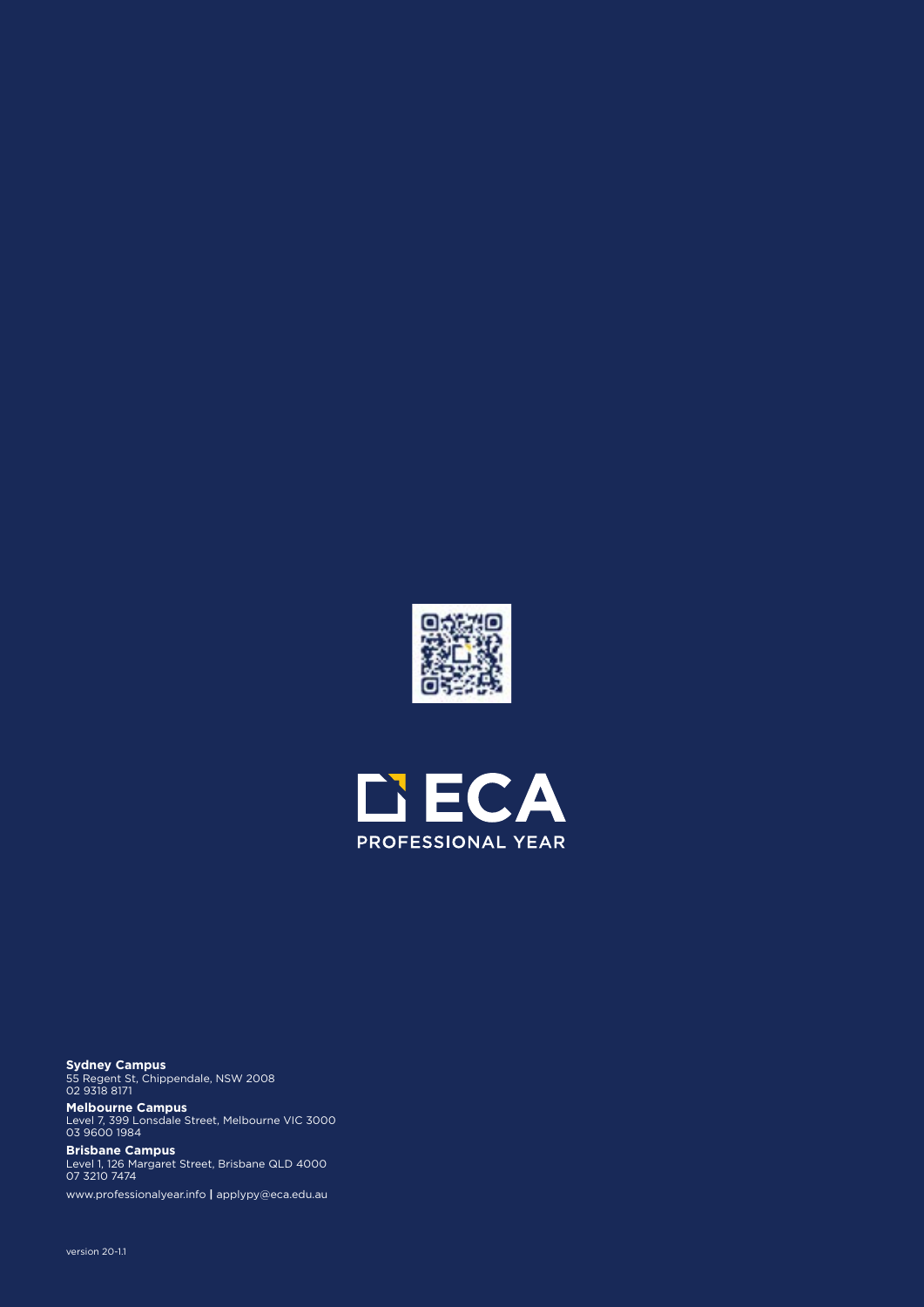ECA

PROFESSIONAL YEAR

**Sydney Campus**
55 Regent St, Chippendale, NSW 2008
02 9318 8171

**Melbourne Campus**
Level 7, 399 Lonsdale Street, Melbourne VIC 3000
03 9600 1984

**Brisbane Campus**
Level 1, 126 Margaret Street, Brisbane QLD 4000
07 3210 7474

www.professionalyear.info | applypy@eca.edu.au

version 20-1.1